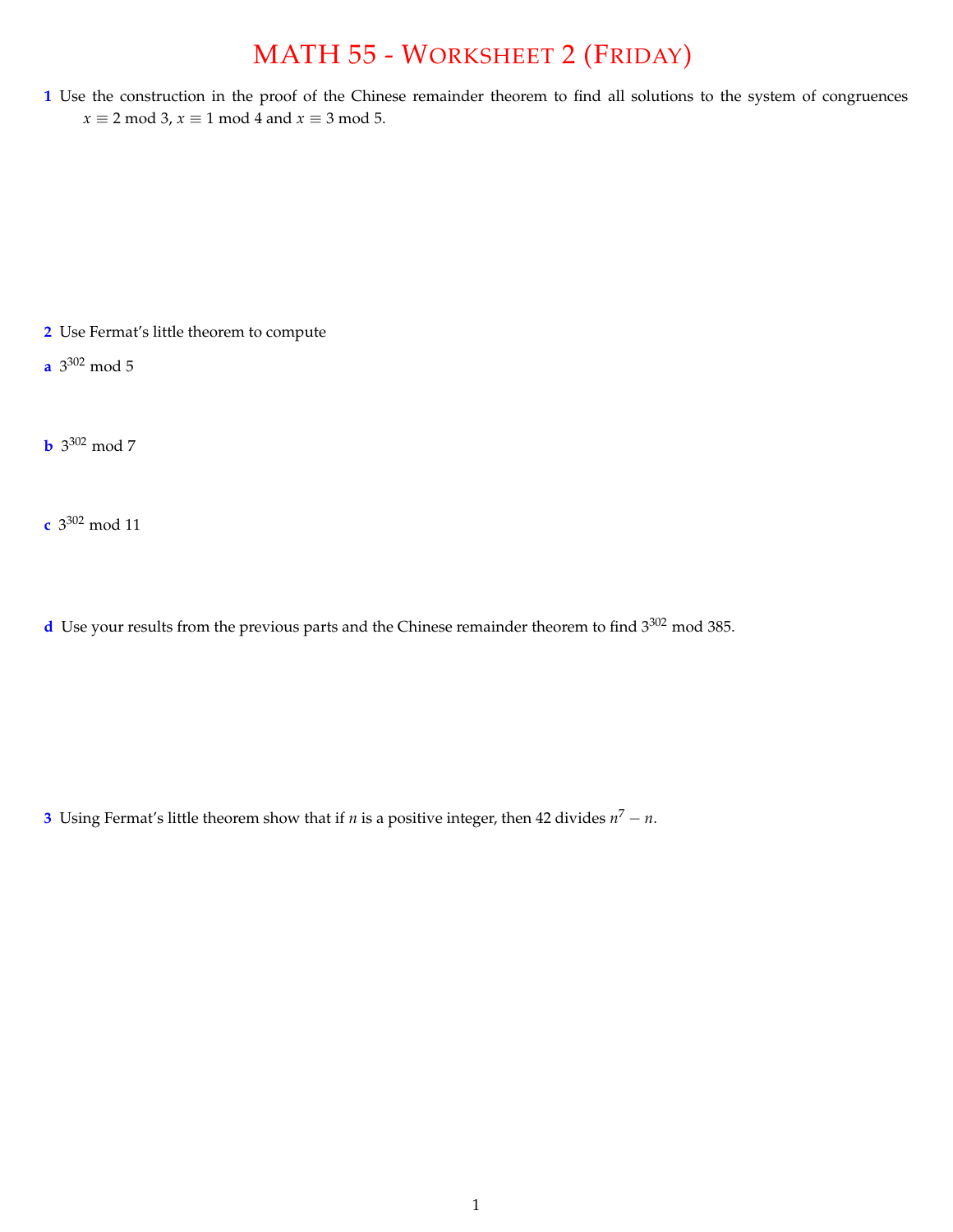# MATH 55 - Worksheet 2 (Friday)

**1** Use the construction in the proof of the Chinese remainder theorem to find all solutions to the system of congruences $x \equiv 2 \bmod 3$, $x \equiv 1 \bmod 4$ and $x \equiv 3 \bmod 5$.

**2** Use Fermat's little theorem to compute

**a** $3^{302} \bmod 5$

**b** $3^{302} \bmod 7$

**c** $3^{302} \bmod 11$

**d** Use your results from the previous parts and the Chinese remainder theorem to find $3^{302} \bmod 385$.

**3** Using Fermat's little theorem show that if $n$ is a positive integer, then 42 divides $n^7 - n$.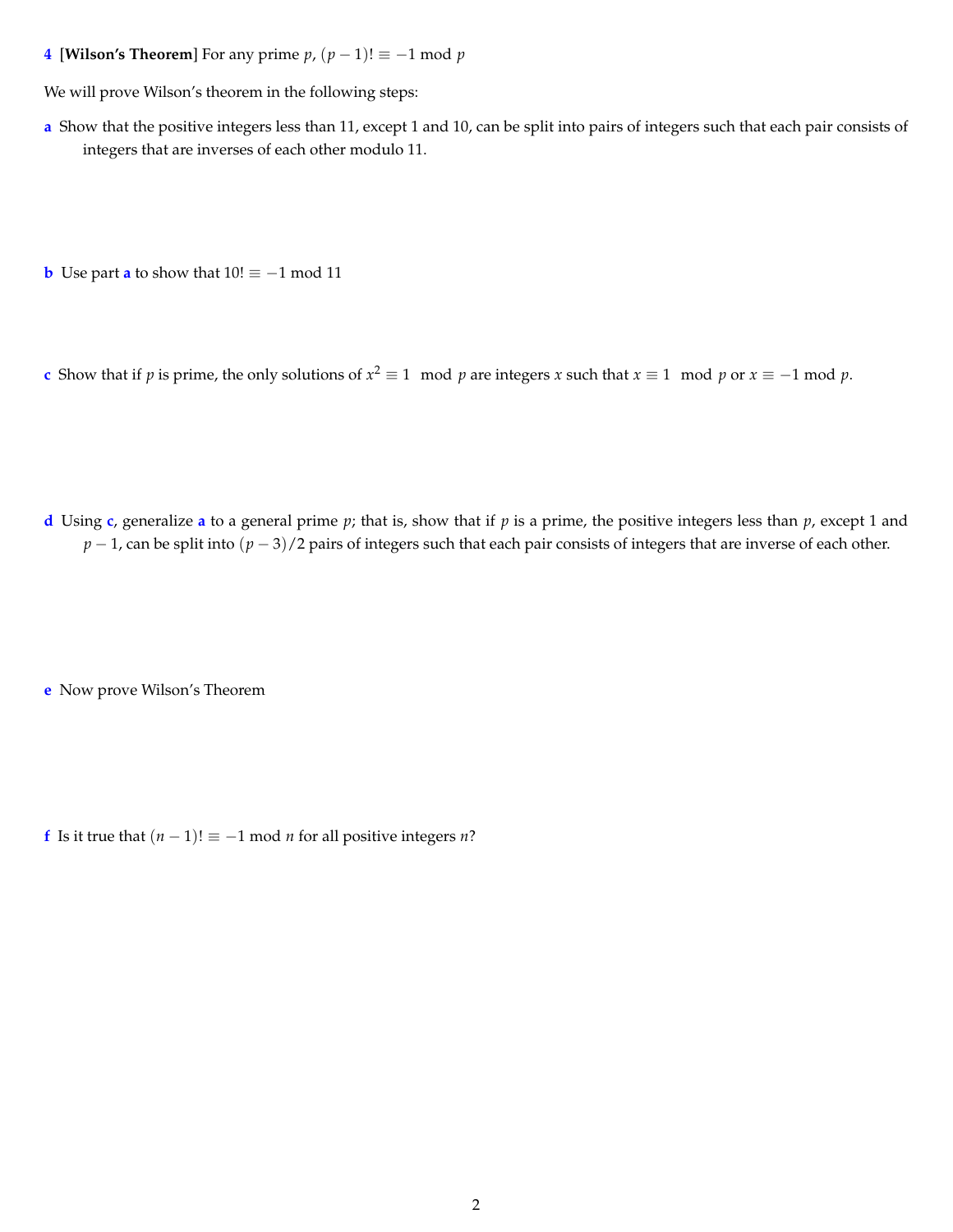**4** **[Wilson's Theorem]** For any prime $p$, $(p-1)! \equiv -1 \bmod p$

We will prove Wilson's theorem in the following steps:

**a** Show that the positive integers less than 11, except 1 and 10, can be split into pairs of integers such that each pair consists of integers that are inverses of each other modulo 11.

**b** Use part **a** to show that $10! \equiv -1 \bmod 11$

**c** Show that if $p$ is prime, the only solutions of $x^2 \equiv 1 \mod p$ are integers $x$ such that $x \equiv 1 \mod p$ or $x \equiv -1 \bmod p$.

**d** Using **c**, generalize **a** to a general prime $p$; that is, show that if $p$ is a prime, the positive integers less than $p$, except 1 and $p-1$, can be split into $(p-3)/2$ pairs of integers such that each pair consists of integers that are inverse of each other.

**e** Now prove Wilson's Theorem

**f** Is it true that $(n-1)! \equiv -1 \bmod n$ for all positive integers $n$?